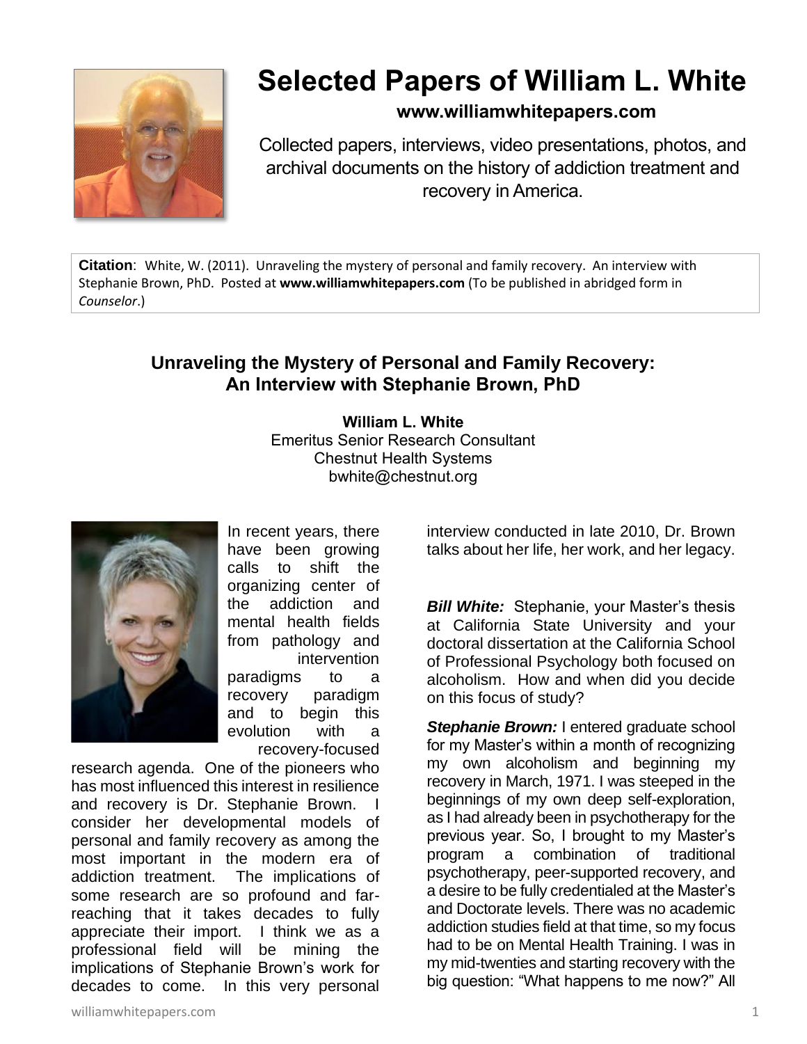# Selected Papers of William L. White

**www.williamwhitepapers.com**

Collected papers, interviews, video presentations, photos, and archival documents on the history of addiction treatment and recovery in America.

**Citation**: White, W. (2011). Unraveling the mystery of personal and family recovery. An interview with Stephanie Brown, PhD. Posted at **www.williamwhitepapers.com** (To be published in abridged form in *Counselor*.)

## Unraveling the Mystery of Personal and Family Recovery: An Interview with Stephanie Brown, PhD

**William L. White**
Emeritus Senior Research Consultant
Chestnut Health Systems
bwhite@chestnut.org

In recent years, there have been growing calls to shift the organizing center of the addiction and mental health fields from pathology and intervention paradigms to a recovery paradigm and to begin this evolution with a recovery-focused research agenda. One of the pioneers who has most influenced this interest in resilience and recovery is Dr. Stephanie Brown. I consider her developmental models of personal and family recovery as among the most important in the modern era of addiction treatment. The implications of some research are so profound and far-reaching that it takes decades to fully appreciate their import. I think we as a professional field will be mining the implications of Stephanie Brown's work for decades to come. In this very personal interview conducted in late 2010, Dr. Brown talks about her life, her work, and her legacy.

***Bill White:*** Stephanie, your Master's thesis at California State University and your doctoral dissertation at the California School of Professional Psychology both focused on alcoholism. How and when did you decide on this focus of study?

***Stephanie Brown:*** I entered graduate school for my Master's within a month of recognizing my own alcoholism and beginning my recovery in March, 1971. I was steeped in the beginnings of my own deep self-exploration, as I had already been in psychotherapy for the previous year. So, I brought to my Master's program a combination of traditional psychotherapy, peer-supported recovery, and a desire to be fully credentialed at the Master's and Doctorate levels. There was no academic addiction studies field at that time, so my focus had to be on Mental Health Training. I was in my mid-twenties and starting recovery with the big question: "What happens to me now?" All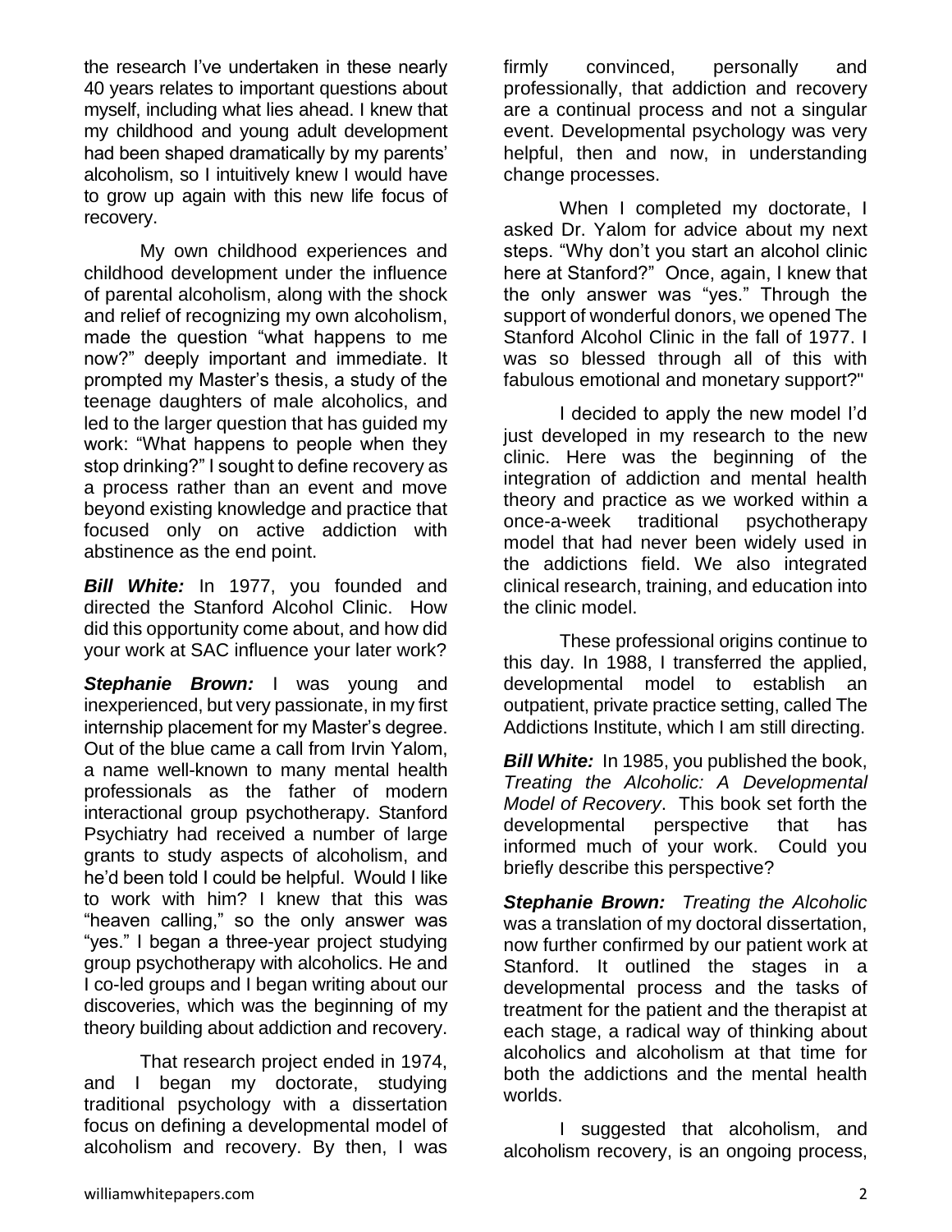the research I've undertaken in these nearly 40 years relates to important questions about myself, including what lies ahead. I knew that my childhood and young adult development had been shaped dramatically by my parents' alcoholism, so I intuitively knew I would have to grow up again with this new life focus of recovery.

My own childhood experiences and childhood development under the influence of parental alcoholism, along with the shock and relief of recognizing my own alcoholism, made the question "what happens to me now?" deeply important and immediate. It prompted my Master's thesis, a study of the teenage daughters of male alcoholics, and led to the larger question that has guided my work: "What happens to people when they stop drinking?" I sought to define recovery as a process rather than an event and move beyond existing knowledge and practice that focused only on active addiction with abstinence as the end point.

***Bill White:*** In 1977, you founded and directed the Stanford Alcohol Clinic. How did this opportunity come about, and how did your work at SAC influence your later work?

***Stephanie Brown:*** I was young and inexperienced, but very passionate, in my first internship placement for my Master's degree. Out of the blue came a call from Irvin Yalom, a name well-known to many mental health professionals as the father of modern interactional group psychotherapy. Stanford Psychiatry had received a number of large grants to study aspects of alcoholism, and he'd been told I could be helpful. Would I like to work with him? I knew that this was "heaven calling," so the only answer was "yes." I began a three-year project studying group psychotherapy with alcoholics. He and I co-led groups and I began writing about our discoveries, which was the beginning of my theory building about addiction and recovery.

That research project ended in 1974, and I began my doctorate, studying traditional psychology with a dissertation focus on defining a developmental model of alcoholism and recovery. By then, I was firmly convinced, personally and professionally, that addiction and recovery are a continual process and not a singular event. Developmental psychology was very helpful, then and now, in understanding change processes.

When I completed my doctorate, I asked Dr. Yalom for advice about my next steps. "Why don't you start an alcohol clinic here at Stanford?" Once, again, I knew that the only answer was "yes." Through the support of wonderful donors, we opened The Stanford Alcohol Clinic in the fall of 1977. I was so blessed through all of this with fabulous emotional and monetary support?"

I decided to apply the new model I'd just developed in my research to the new clinic. Here was the beginning of the integration of addiction and mental health theory and practice as we worked within a once-a-week traditional psychotherapy model that had never been widely used in the addictions field. We also integrated clinical research, training, and education into the clinic model.

These professional origins continue to this day. In 1988, I transferred the applied, developmental model to establish an outpatient, private practice setting, called The Addictions Institute, which I am still directing.

***Bill White:*** In 1985, you published the book, *Treating the Alcoholic: A Developmental Model of Recovery*. This book set forth the developmental perspective that has informed much of your work. Could you briefly describe this perspective?

***Stephanie Brown:*** *Treating the Alcoholic* was a translation of my doctoral dissertation, now further confirmed by our patient work at Stanford. It outlined the stages in a developmental process and the tasks of treatment for the patient and the therapist at each stage, a radical way of thinking about alcoholics and alcoholism at that time for both the addictions and the mental health worlds.

I suggested that alcoholism, and alcoholism recovery, is an ongoing process,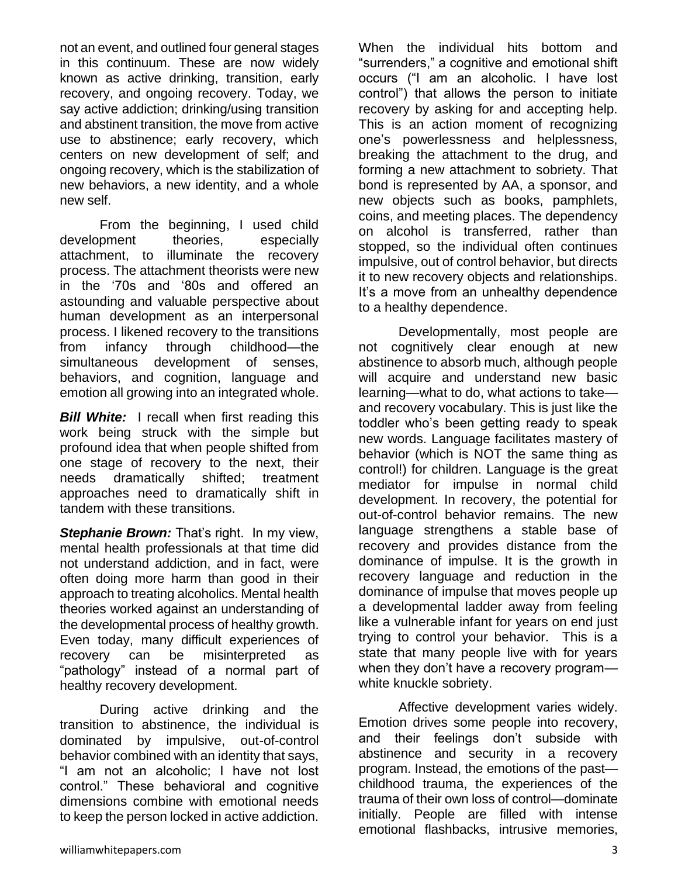not an event, and outlined four general stages in this continuum. These are now widely known as active drinking, transition, early recovery, and ongoing recovery. Today, we say active addiction; drinking/using transition and abstinent transition, the move from active use to abstinence; early recovery, which centers on new development of self; and ongoing recovery, which is the stabilization of new behaviors, a new identity, and a whole new self.

From the beginning, I used child development theories, especially attachment, to illuminate the recovery process. The attachment theorists were new in the '70s and '80s and offered an astounding and valuable perspective about human development as an interpersonal process. I likened recovery to the transitions from infancy through childhood—the simultaneous development of senses, behaviors, and cognition, language and emotion all growing into an integrated whole.

***Bill White:*** I recall when first reading this work being struck with the simple but profound idea that when people shifted from one stage of recovery to the next, their needs dramatically shifted; treatment approaches need to dramatically shift in tandem with these transitions.

***Stephanie Brown:*** That's right. In my view, mental health professionals at that time did not understand addiction, and in fact, were often doing more harm than good in their approach to treating alcoholics. Mental health theories worked against an understanding of the developmental process of healthy growth. Even today, many difficult experiences of recovery can be misinterpreted as "pathology" instead of a normal part of healthy recovery development.

During active drinking and the transition to abstinence, the individual is dominated by impulsive, out-of-control behavior combined with an identity that says, "I am not an alcoholic; I have not lost control." These behavioral and cognitive dimensions combine with emotional needs to keep the person locked in active addiction. When the individual hits bottom and "surrenders," a cognitive and emotional shift occurs ("I am an alcoholic. I have lost control") that allows the person to initiate recovery by asking for and accepting help. This is an action moment of recognizing one's powerlessness and helplessness, breaking the attachment to the drug, and forming a new attachment to sobriety. That bond is represented by AA, a sponsor, and new objects such as books, pamphlets, coins, and meeting places. The dependency on alcohol is transferred, rather than stopped, so the individual often continues impulsive, out of control behavior, but directs it to new recovery objects and relationships. It's a move from an unhealthy dependence to a healthy dependence.

Developmentally, most people are not cognitively clear enough at new abstinence to absorb much, although people will acquire and understand new basic learning—what to do, what actions to take—and recovery vocabulary. This is just like the toddler who's been getting ready to speak new words. Language facilitates mastery of behavior (which is NOT the same thing as control!) for children. Language is the great mediator for impulse in normal child development. In recovery, the potential for out-of-control behavior remains. The new language strengthens a stable base of recovery and provides distance from the dominance of impulse. It is the growth in recovery language and reduction in the dominance of impulse that moves people up a developmental ladder away from feeling like a vulnerable infant for years on end just trying to control your behavior. This is a state that many people live with for years when they don't have a recovery program—white knuckle sobriety.

Affective development varies widely. Emotion drives some people into recovery, and their feelings don't subside with abstinence and security in a recovery program. Instead, the emotions of the past—childhood trauma, the experiences of the trauma of their own loss of control—dominate initially. People are filled with intense emotional flashbacks, intrusive memories,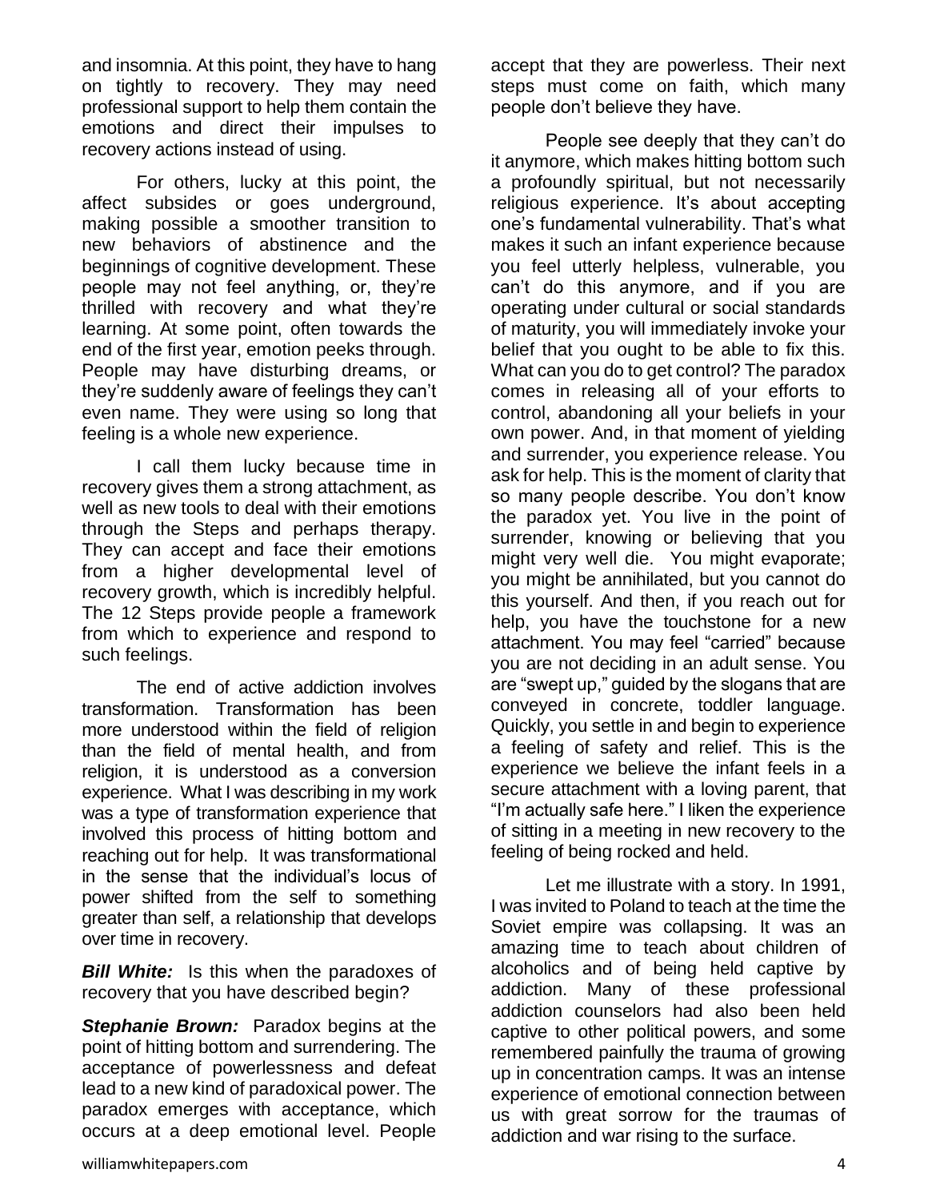and insomnia. At this point, they have to hang on tightly to recovery. They may need professional support to help them contain the emotions and direct their impulses to recovery actions instead of using.

For others, lucky at this point, the affect subsides or goes underground, making possible a smoother transition to new behaviors of abstinence and the beginnings of cognitive development. These people may not feel anything, or, they're thrilled with recovery and what they're learning. At some point, often towards the end of the first year, emotion peeks through. People may have disturbing dreams, or they're suddenly aware of feelings they can't even name. They were using so long that feeling is a whole new experience.

I call them lucky because time in recovery gives them a strong attachment, as well as new tools to deal with their emotions through the Steps and perhaps therapy. They can accept and face their emotions from a higher developmental level of recovery growth, which is incredibly helpful. The 12 Steps provide people a framework from which to experience and respond to such feelings.

The end of active addiction involves transformation. Transformation has been more understood within the field of religion than the field of mental health, and from religion, it is understood as a conversion experience. What I was describing in my work was a type of transformation experience that involved this process of hitting bottom and reaching out for help. It was transformational in the sense that the individual's locus of power shifted from the self to something greater than self, a relationship that develops over time in recovery.

***Bill White:*** Is this when the paradoxes of recovery that you have described begin?

***Stephanie Brown:*** Paradox begins at the point of hitting bottom and surrendering. The acceptance of powerlessness and defeat lead to a new kind of paradoxical power. The paradox emerges with acceptance, which occurs at a deep emotional level. People accept that they are powerless. Their next steps must come on faith, which many people don't believe they have.

People see deeply that they can't do it anymore, which makes hitting bottom such a profoundly spiritual, but not necessarily religious experience. It's about accepting one's fundamental vulnerability. That's what makes it such an infant experience because you feel utterly helpless, vulnerable, you can't do this anymore, and if you are operating under cultural or social standards of maturity, you will immediately invoke your belief that you ought to be able to fix this. What can you do to get control? The paradox comes in releasing all of your efforts to control, abandoning all your beliefs in your own power. And, in that moment of yielding and surrender, you experience release. You ask for help. This is the moment of clarity that so many people describe. You don't know the paradox yet. You live in the point of surrender, knowing or believing that you might very well die. You might evaporate; you might be annihilated, but you cannot do this yourself. And then, if you reach out for help, you have the touchstone for a new attachment. You may feel "carried" because you are not deciding in an adult sense. You are "swept up," guided by the slogans that are conveyed in concrete, toddler language. Quickly, you settle in and begin to experience a feeling of safety and relief. This is the experience we believe the infant feels in a secure attachment with a loving parent, that "I'm actually safe here." I liken the experience of sitting in a meeting in new recovery to the feeling of being rocked and held.

Let me illustrate with a story. In 1991, I was invited to Poland to teach at the time the Soviet empire was collapsing. It was an amazing time to teach about children of alcoholics and of being held captive by addiction. Many of these professional addiction counselors had also been held captive to other political powers, and some remembered painfully the trauma of growing up in concentration camps. It was an intense experience of emotional connection between us with great sorrow for the traumas of addiction and war rising to the surface.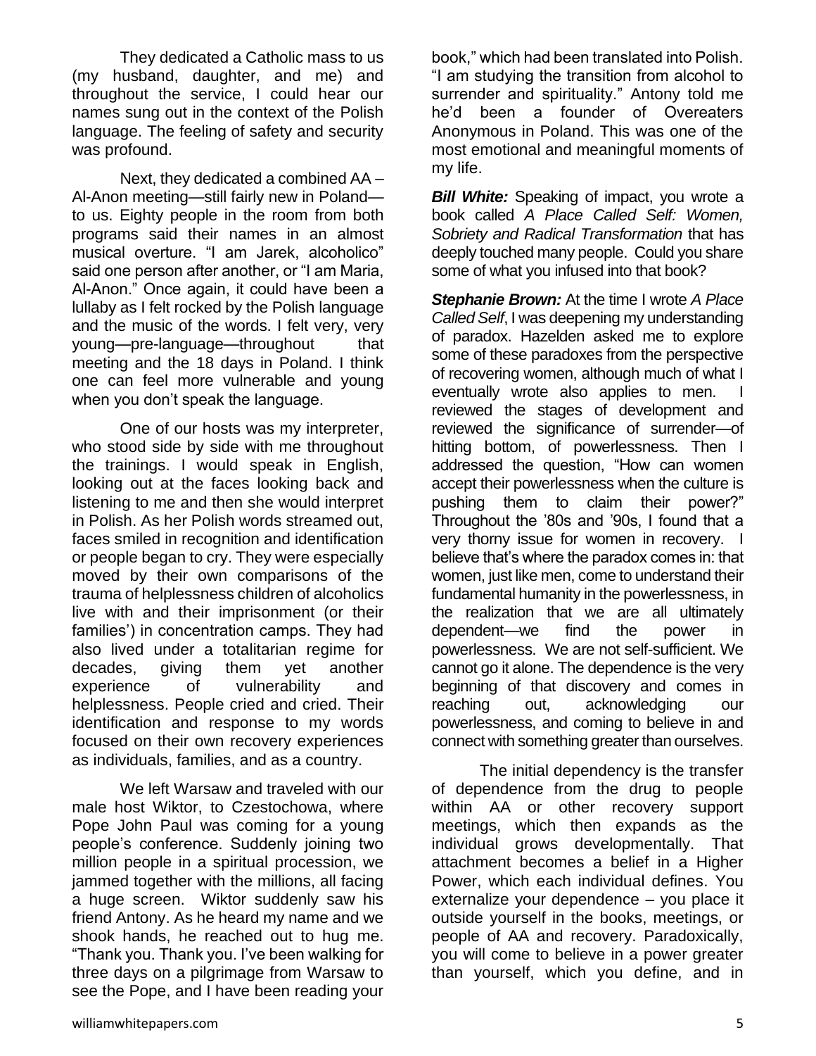They dedicated a Catholic mass to us (my husband, daughter, and me) and throughout the service, I could hear our names sung out in the context of the Polish language. The feeling of safety and security was profound.

Next, they dedicated a combined AA – Al-Anon meeting—still fairly new in Poland—to us. Eighty people in the room from both programs said their names in an almost musical overture. "I am Jarek, alcoholico" said one person after another, or "I am Maria, Al-Anon." Once again, it could have been a lullaby as I felt rocked by the Polish language and the music of the words. I felt very, very young—pre-language—throughout that meeting and the 18 days in Poland. I think one can feel more vulnerable and young when you don't speak the language.

One of our hosts was my interpreter, who stood side by side with me throughout the trainings. I would speak in English, looking out at the faces looking back and listening to me and then she would interpret in Polish. As her Polish words streamed out, faces smiled in recognition and identification or people began to cry. They were especially moved by their own comparisons of the trauma of helplessness children of alcoholics live with and their imprisonment (or their families') in concentration camps. They had also lived under a totalitarian regime for decades, giving them yet another experience of vulnerability and helplessness. People cried and cried. Their identification and response to my words focused on their own recovery experiences as individuals, families, and as a country.

We left Warsaw and traveled with our male host Wiktor, to Czestochowa, where Pope John Paul was coming for a young people's conference. Suddenly joining two million people in a spiritual procession, we jammed together with the millions, all facing a huge screen. Wiktor suddenly saw his friend Antony. As he heard my name and we shook hands, he reached out to hug me. "Thank you. Thank you. I've been walking for three days on a pilgrimage from Warsaw to see the Pope, and I have been reading your book," which had been translated into Polish. "I am studying the transition from alcohol to surrender and spirituality." Antony told me he'd been a founder of Overeaters Anonymous in Poland. This was one of the most emotional and meaningful moments of my life.

***Bill White:*** Speaking of impact, you wrote a book called *A Place Called Self: Women, Sobriety and Radical Transformation* that has deeply touched many people. Could you share some of what you infused into that book?

***Stephanie Brown:*** At the time I wrote *A Place Called Self*, I was deepening my understanding of paradox. Hazelden asked me to explore some of these paradoxes from the perspective of recovering women, although much of what I eventually wrote also applies to men. I reviewed the stages of development and reviewed the significance of surrender—of hitting bottom, of powerlessness. Then I addressed the question, "How can women accept their powerlessness when the culture is pushing them to claim their power?" Throughout the '80s and '90s, I found that a very thorny issue for women in recovery. I believe that's where the paradox comes in: that women, just like men, come to understand their fundamental humanity in the powerlessness, in the realization that we are all ultimately dependent—we find the power in powerlessness. We are not self-sufficient. We cannot go it alone. The dependence is the very beginning of that discovery and comes in reaching out, acknowledging our powerlessness, and coming to believe in and connect with something greater than ourselves.

The initial dependency is the transfer of dependence from the drug to people within AA or other recovery support meetings, which then expands as the individual grows developmentally. That attachment becomes a belief in a Higher Power, which each individual defines. You externalize your dependence – you place it outside yourself in the books, meetings, or people of AA and recovery. Paradoxically, you will come to believe in a power greater than yourself, which you define, and in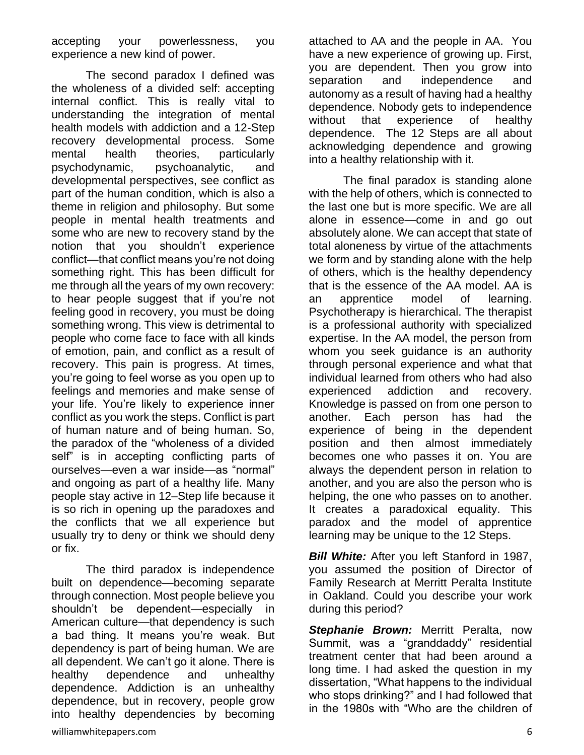accepting your powerlessness, you experience a new kind of power.

The second paradox I defined was the wholeness of a divided self: accepting internal conflict. This is really vital to understanding the integration of mental health models with addiction and a 12-Step recovery developmental process. Some mental health theories, particularly psychodynamic, psychoanalytic, and developmental perspectives, see conflict as part of the human condition, which is also a theme in religion and philosophy. But some people in mental health treatments and some who are new to recovery stand by the notion that you shouldn't experience conflict—that conflict means you're not doing something right. This has been difficult for me through all the years of my own recovery: to hear people suggest that if you're not feeling good in recovery, you must be doing something wrong. This view is detrimental to people who come face to face with all kinds of emotion, pain, and conflict as a result of recovery. This pain is progress. At times, you're going to feel worse as you open up to feelings and memories and make sense of your life. You're likely to experience inner conflict as you work the steps. Conflict is part of human nature and of being human. So, the paradox of the "wholeness of a divided self" is in accepting conflicting parts of ourselves—even a war inside—as "normal" and ongoing as part of a healthy life. Many people stay active in 12–Step life because it is so rich in opening up the paradoxes and the conflicts that we all experience but usually try to deny or think we should deny or fix.

The third paradox is independence built on dependence—becoming separate through connection. Most people believe you shouldn't be dependent—especially in American culture—that dependency is such a bad thing. It means you're weak. But dependency is part of being human. We are all dependent. We can't go it alone. There is healthy dependence and unhealthy dependence. Addiction is an unhealthy dependence, but in recovery, people grow into healthy dependencies by becoming attached to AA and the people in AA. You have a new experience of growing up. First, you are dependent. Then you grow into separation and independence and autonomy as a result of having had a healthy dependence. Nobody gets to independence without that experience of healthy dependence. The 12 Steps are all about acknowledging dependence and growing into a healthy relationship with it.

The final paradox is standing alone with the help of others, which is connected to the last one but is more specific. We are all alone in essence—come in and go out absolutely alone. We can accept that state of total aloneness by virtue of the attachments we form and by standing alone with the help of others, which is the healthy dependency that is the essence of the AA model. AA is an apprentice model of learning. Psychotherapy is hierarchical. The therapist is a professional authority with specialized expertise. In the AA model, the person from whom you seek guidance is an authority through personal experience and what that individual learned from others who had also experienced addiction and recovery. Knowledge is passed on from one person to another. Each person has had the experience of being in the dependent position and then almost immediately becomes one who passes it on. You are always the dependent person in relation to another, and you are also the person who is helping, the one who passes on to another. It creates a paradoxical equality. This paradox and the model of apprentice learning may be unique to the 12 Steps.

***Bill White:*** After you left Stanford in 1987, you assumed the position of Director of Family Research at Merritt Peralta Institute in Oakland. Could you describe your work during this period?

***Stephanie Brown:*** Merritt Peralta, now Summit, was a "granddaddy" residential treatment center that had been around a long time. I had asked the question in my dissertation, "What happens to the individual who stops drinking?" and I had followed that in the 1980s with "Who are the children of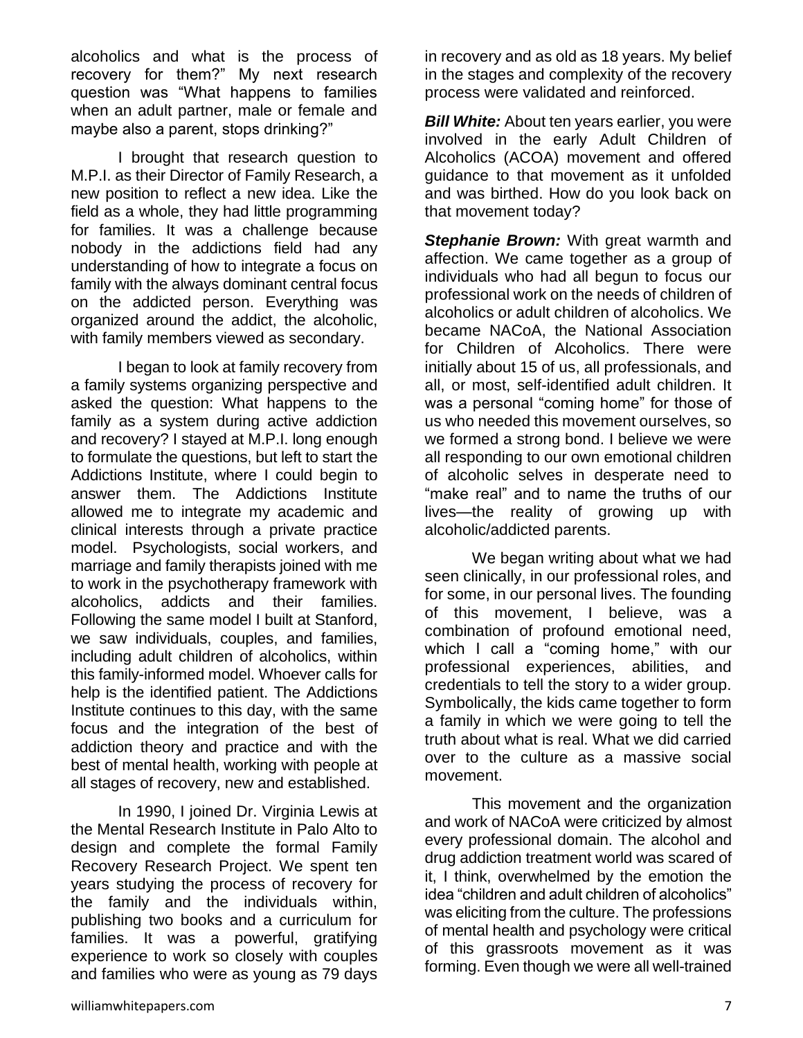alcoholics and what is the process of recovery for them?" My next research question was "What happens to families when an adult partner, male or female and maybe also a parent, stops drinking?"

I brought that research question to M.P.I. as their Director of Family Research, a new position to reflect a new idea. Like the field as a whole, they had little programming for families. It was a challenge because nobody in the addictions field had any understanding of how to integrate a focus on family with the always dominant central focus on the addicted person. Everything was organized around the addict, the alcoholic, with family members viewed as secondary.

I began to look at family recovery from a family systems organizing perspective and asked the question: What happens to the family as a system during active addiction and recovery? I stayed at M.P.I. long enough to formulate the questions, but left to start the Addictions Institute, where I could begin to answer them. The Addictions Institute allowed me to integrate my academic and clinical interests through a private practice model. Psychologists, social workers, and marriage and family therapists joined with me to work in the psychotherapy framework with alcoholics, addicts and their families. Following the same model I built at Stanford, we saw individuals, couples, and families, including adult children of alcoholics, within this family-informed model. Whoever calls for help is the identified patient. The Addictions Institute continues to this day, with the same focus and the integration of the best of addiction theory and practice and with the best of mental health, working with people at all stages of recovery, new and established.

In 1990, I joined Dr. Virginia Lewis at the Mental Research Institute in Palo Alto to design and complete the formal Family Recovery Research Project. We spent ten years studying the process of recovery for the family and the individuals within, publishing two books and a curriculum for families. It was a powerful, gratifying experience to work so closely with couples and families who were as young as 79 days in recovery and as old as 18 years. My belief in the stages and complexity of the recovery process were validated and reinforced.

***Bill White:*** About ten years earlier, you were involved in the early Adult Children of Alcoholics (ACOA) movement and offered guidance to that movement as it unfolded and was birthed. How do you look back on that movement today?

***Stephanie Brown:*** With great warmth and affection. We came together as a group of individuals who had all begun to focus our professional work on the needs of children of alcoholics or adult children of alcoholics. We became NACoA, the National Association for Children of Alcoholics. There were initially about 15 of us, all professionals, and all, or most, self-identified adult children. It was a personal "coming home" for those of us who needed this movement ourselves, so we formed a strong bond. I believe we were all responding to our own emotional children of alcoholic selves in desperate need to "make real" and to name the truths of our lives—the reality of growing up with alcoholic/addicted parents.

We began writing about what we had seen clinically, in our professional roles, and for some, in our personal lives. The founding of this movement, I believe, was a combination of profound emotional need, which I call a "coming home," with our professional experiences, abilities, and credentials to tell the story to a wider group. Symbolically, the kids came together to form a family in which we were going to tell the truth about what is real. What we did carried over to the culture as a massive social movement.

This movement and the organization and work of NACoA were criticized by almost every professional domain. The alcohol and drug addiction treatment world was scared of it, I think, overwhelmed by the emotion the idea "children and adult children of alcoholics" was eliciting from the culture. The professions of mental health and psychology were critical of this grassroots movement as it was forming. Even though we were all well-trained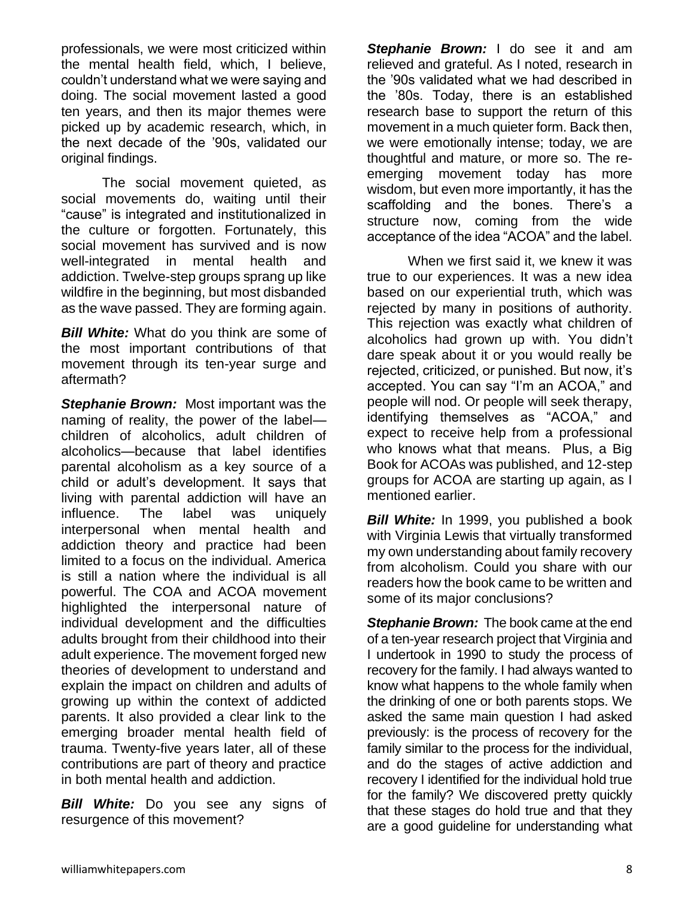professionals, we were most criticized within the mental health field, which, I believe, couldn't understand what we were saying and doing. The social movement lasted a good ten years, and then its major themes were picked up by academic research, which, in the next decade of the '90s, validated our original findings.

The social movement quieted, as social movements do, waiting until their "cause" is integrated and institutionalized in the culture or forgotten. Fortunately, this social movement has survived and is now well-integrated in mental health and addiction. Twelve-step groups sprang up like wildfire in the beginning, but most disbanded as the wave passed. They are forming again.

***Bill White:*** What do you think are some of the most important contributions of that movement through its ten-year surge and aftermath?

***Stephanie Brown:*** Most important was the naming of reality, the power of the label—children of alcoholics, adult children of alcoholics—because that label identifies parental alcoholism as a key source of a child or adult's development. It says that living with parental addiction will have an influence. The label was uniquely interpersonal when mental health and addiction theory and practice had been limited to a focus on the individual. America is still a nation where the individual is all powerful. The COA and ACOA movement highlighted the interpersonal nature of individual development and the difficulties adults brought from their childhood into their adult experience. The movement forged new theories of development to understand and explain the impact on children and adults of growing up within the context of addicted parents. It also provided a clear link to the emerging broader mental health field of trauma. Twenty-five years later, all of these contributions are part of theory and practice in both mental health and addiction.

***Bill White:*** Do you see any signs of resurgence of this movement?

***Stephanie Brown:*** I do see it and am relieved and grateful. As I noted, research in the '90s validated what we had described in the '80s. Today, there is an established research base to support the return of this movement in a much quieter form. Back then, we were emotionally intense; today, we are thoughtful and mature, or more so. The re-emerging movement today has more wisdom, but even more importantly, it has the scaffolding and the bones. There's a structure now, coming from the wide acceptance of the idea "ACOA" and the label.

When we first said it, we knew it was true to our experiences. It was a new idea based on our experiential truth, which was rejected by many in positions of authority. This rejection was exactly what children of alcoholics had grown up with. You didn't dare speak about it or you would really be rejected, criticized, or punished. But now, it's accepted. You can say "I'm an ACOA," and people will nod. Or people will seek therapy, identifying themselves as "ACOA," and expect to receive help from a professional who knows what that means. Plus, a Big Book for ACOAs was published, and 12-step groups for ACOA are starting up again, as I mentioned earlier.

***Bill White:*** In 1999, you published a book with Virginia Lewis that virtually transformed my own understanding about family recovery from alcoholism. Could you share with our readers how the book came to be written and some of its major conclusions?

***Stephanie Brown:*** The book came at the end of a ten-year research project that Virginia and I undertook in 1990 to study the process of recovery for the family. I had always wanted to know what happens to the whole family when the drinking of one or both parents stops. We asked the same main question I had asked previously: is the process of recovery for the family similar to the process for the individual, and do the stages of active addiction and recovery I identified for the individual hold true for the family? We discovered pretty quickly that these stages do hold true and that they are a good guideline for understanding what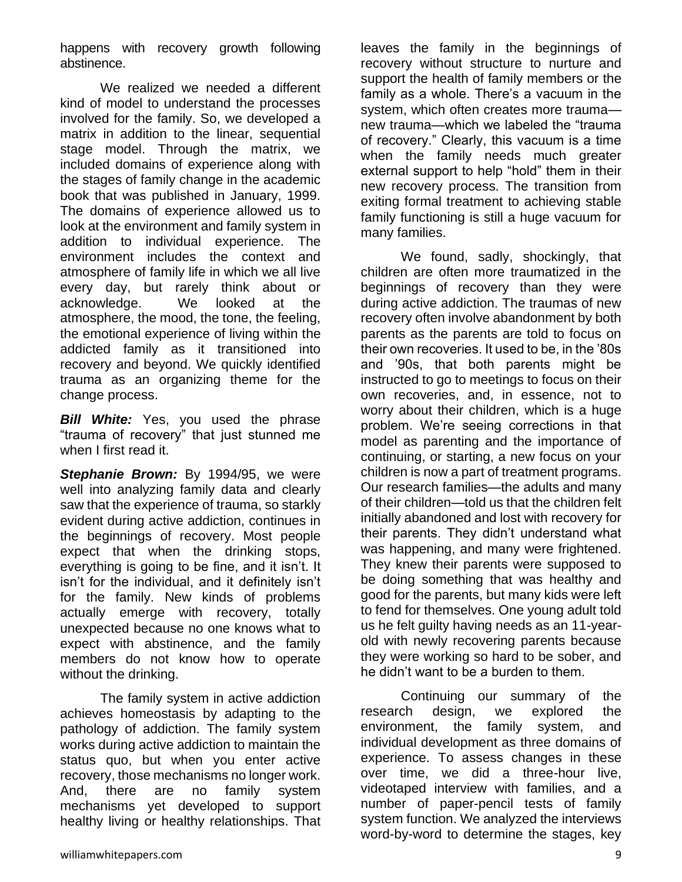happens with recovery growth following abstinence.

We realized we needed a different kind of model to understand the processes involved for the family. So, we developed a matrix in addition to the linear, sequential stage model. Through the matrix, we included domains of experience along with the stages of family change in the academic book that was published in January, 1999. The domains of experience allowed us to look at the environment and family system in addition to individual experience. The environment includes the context and atmosphere of family life in which we all live every day, but rarely think about or acknowledge. We looked at the atmosphere, the mood, the tone, the feeling, the emotional experience of living within the addicted family as it transitioned into recovery and beyond. We quickly identified trauma as an organizing theme for the change process.

***Bill White:*** Yes, you used the phrase "trauma of recovery" that just stunned me when I first read it.

***Stephanie Brown:*** By 1994/95, we were well into analyzing family data and clearly saw that the experience of trauma, so starkly evident during active addiction, continues in the beginnings of recovery. Most people expect that when the drinking stops, everything is going to be fine, and it isn't. It isn't for the individual, and it definitely isn't for the family. New kinds of problems actually emerge with recovery, totally unexpected because no one knows what to expect with abstinence, and the family members do not know how to operate without the drinking.

The family system in active addiction achieves homeostasis by adapting to the pathology of addiction. The family system works during active addiction to maintain the status quo, but when you enter active recovery, those mechanisms no longer work. And, there are no family system mechanisms yet developed to support healthy living or healthy relationships. That leaves the family in the beginnings of recovery without structure to nurture and support the health of family members or the family as a whole. There's a vacuum in the system, which often creates more trauma—new trauma—which we labeled the "trauma of recovery." Clearly, this vacuum is a time when the family needs much greater external support to help "hold" them in their new recovery process. The transition from exiting formal treatment to achieving stable family functioning is still a huge vacuum for many families.

We found, sadly, shockingly, that children are often more traumatized in the beginnings of recovery than they were during active addiction. The traumas of new recovery often involve abandonment by both parents as the parents are told to focus on their own recoveries. It used to be, in the '80s and '90s, that both parents might be instructed to go to meetings to focus on their own recoveries, and, in essence, not to worry about their children, which is a huge problem. We're seeing corrections in that model as parenting and the importance of continuing, or starting, a new focus on your children is now a part of treatment programs. Our research families—the adults and many of their children—told us that the children felt initially abandoned and lost with recovery for their parents. They didn't understand what was happening, and many were frightened. They knew their parents were supposed to be doing something that was healthy and good for the parents, but many kids were left to fend for themselves. One young adult told us he felt guilty having needs as an 11-year-old with newly recovering parents because they were working so hard to be sober, and he didn't want to be a burden to them.

Continuing our summary of the research design, we explored the environment, the family system, and individual development as three domains of experience. To assess changes in these over time, we did a three-hour live, videotaped interview with families, and a number of paper-pencil tests of family system function. We analyzed the interviews word-by-word to determine the stages, key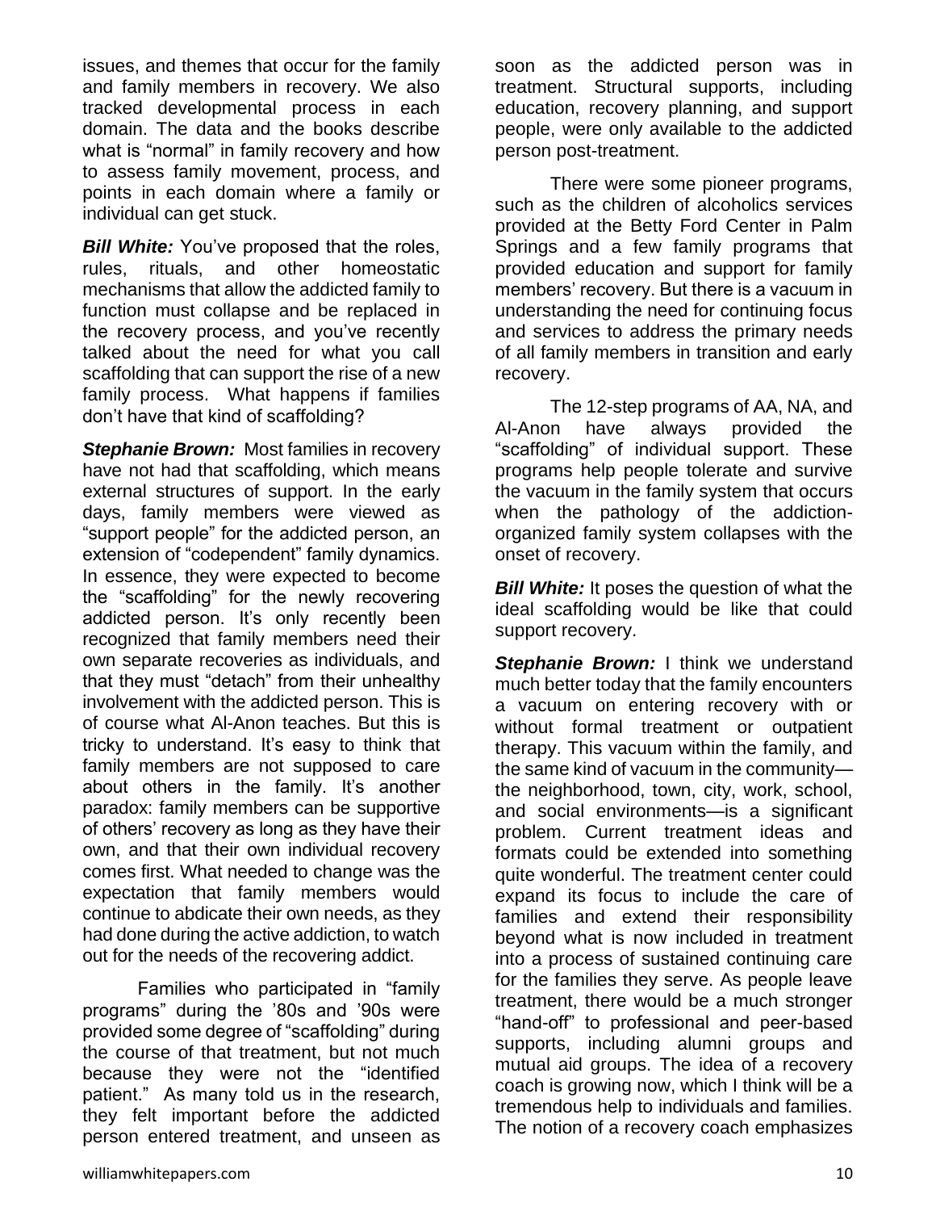issues, and themes that occur for the family and family members in recovery. We also tracked developmental process in each domain. The data and the books describe what is "normal" in family recovery and how to assess family movement, process, and points in each domain where a family or individual can get stuck.

***Bill White:*** You've proposed that the roles, rules, rituals, and other homeostatic mechanisms that allow the addicted family to function must collapse and be replaced in the recovery process, and you've recently talked about the need for what you call scaffolding that can support the rise of a new family process. What happens if families don't have that kind of scaffolding?

***Stephanie Brown:*** Most families in recovery have not had that scaffolding, which means external structures of support. In the early days, family members were viewed as "support people" for the addicted person, an extension of "codependent" family dynamics. In essence, they were expected to become the "scaffolding" for the newly recovering addicted person. It's only recently been recognized that family members need their own separate recoveries as individuals, and that they must "detach" from their unhealthy involvement with the addicted person. This is of course what Al-Anon teaches. But this is tricky to understand. It's easy to think that family members are not supposed to care about others in the family. It's another paradox: family members can be supportive of others' recovery as long as they have their own, and that their own individual recovery comes first. What needed to change was the expectation that family members would continue to abdicate their own needs, as they had done during the active addiction, to watch out for the needs of the recovering addict.

Families who participated in "family programs" during the '80s and '90s were provided some degree of "scaffolding" during the course of that treatment, but not much because they were not the "identified patient." As many told us in the research, they felt important before the addicted person entered treatment, and unseen as soon as the addicted person was in treatment. Structural supports, including education, recovery planning, and support people, were only available to the addicted person post-treatment.

There were some pioneer programs, such as the children of alcoholics services provided at the Betty Ford Center in Palm Springs and a few family programs that provided education and support for family members' recovery. But there is a vacuum in understanding the need for continuing focus and services to address the primary needs of all family members in transition and early recovery.

The 12-step programs of AA, NA, and Al-Anon have always provided the "scaffolding" of individual support. These programs help people tolerate and survive the vacuum in the family system that occurs when the pathology of the addiction-organized family system collapses with the onset of recovery.

***Bill White:*** It poses the question of what the ideal scaffolding would be like that could support recovery.

***Stephanie Brown:*** I think we understand much better today that the family encounters a vacuum on entering recovery with or without formal treatment or outpatient therapy. This vacuum within the family, and the same kind of vacuum in the community—the neighborhood, town, city, work, school, and social environments—is a significant problem. Current treatment ideas and formats could be extended into something quite wonderful. The treatment center could expand its focus to include the care of families and extend their responsibility beyond what is now included in treatment into a process of sustained continuing care for the families they serve. As people leave treatment, there would be a much stronger "hand-off" to professional and peer-based supports, including alumni groups and mutual aid groups. The idea of a recovery coach is growing now, which I think will be a tremendous help to individuals and families. The notion of a recovery coach emphasizes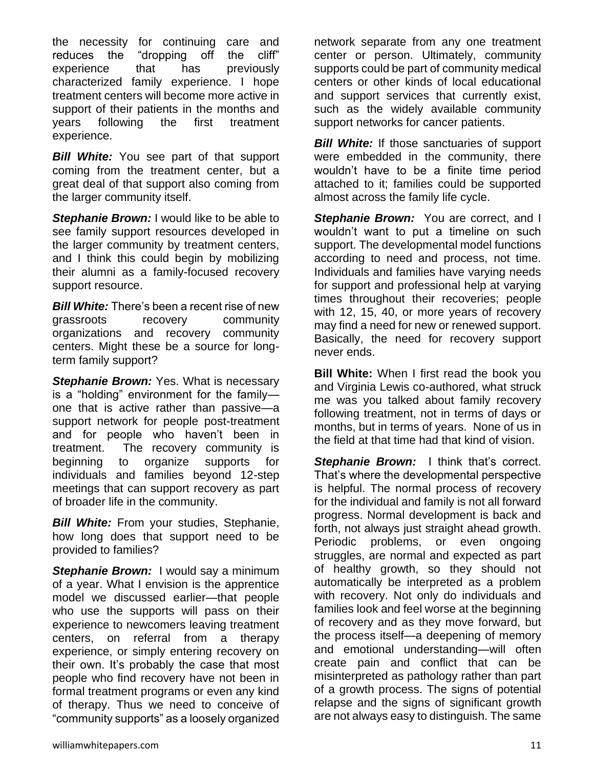the necessity for continuing care and reduces the "dropping off the cliff" experience that has previously characterized family experience. I hope treatment centers will become more active in support of their patients in the months and years following the first treatment experience.

***Bill White:*** You see part of that support coming from the treatment center, but a great deal of that support also coming from the larger community itself.

***Stephanie Brown:*** I would like to be able to see family support resources developed in the larger community by treatment centers, and I think this could begin by mobilizing their alumni as a family-focused recovery support resource.

***Bill White:*** There's been a recent rise of new grassroots recovery community organizations and recovery community centers. Might these be a source for long-term family support?

***Stephanie Brown:*** Yes. What is necessary is a "holding" environment for the family—one that is active rather than passive—a support network for people post-treatment and for people who haven't been in treatment. The recovery community is beginning to organize supports for individuals and families beyond 12-step meetings that can support recovery as part of broader life in the community.

***Bill White:*** From your studies, Stephanie, how long does that support need to be provided to families?

***Stephanie Brown:*** I would say a minimum of a year. What I envision is the apprentice model we discussed earlier—that people who use the supports will pass on their experience to newcomers leaving treatment centers, on referral from a therapy experience, or simply entering recovery on their own. It's probably the case that most people who find recovery have not been in formal treatment programs or even any kind of therapy. Thus we need to conceive of "community supports" as a loosely organized network separate from any one treatment center or person. Ultimately, community supports could be part of community medical centers or other kinds of local educational and support services that currently exist, such as the widely available community support networks for cancer patients.

***Bill White:*** If those sanctuaries of support were embedded in the community, there wouldn't have to be a finite time period attached to it; families could be supported almost across the family life cycle.

***Stephanie Brown:*** You are correct, and I wouldn't want to put a timeline on such support. The developmental model functions according to need and process, not time. Individuals and families have varying needs for support and professional help at varying times throughout their recoveries; people with 12, 15, 40, or more years of recovery may find a need for new or renewed support. Basically, the need for recovery support never ends.

**Bill White:** When I first read the book you and Virginia Lewis co-authored, what struck me was you talked about family recovery following treatment, not in terms of days or months, but in terms of years. None of us in the field at that time had that kind of vision.

***Stephanie Brown:*** I think that's correct. That's where the developmental perspective is helpful. The normal process of recovery for the individual and family is not all forward progress. Normal development is back and forth, not always just straight ahead growth. Periodic problems, or even ongoing struggles, are normal and expected as part of healthy growth, so they should not automatically be interpreted as a problem with recovery. Not only do individuals and families look and feel worse at the beginning of recovery and as they move forward, but the process itself—a deepening of memory and emotional understanding—will often create pain and conflict that can be misinterpreted as pathology rather than part of a growth process. The signs of potential relapse and the signs of significant growth are not always easy to distinguish. The same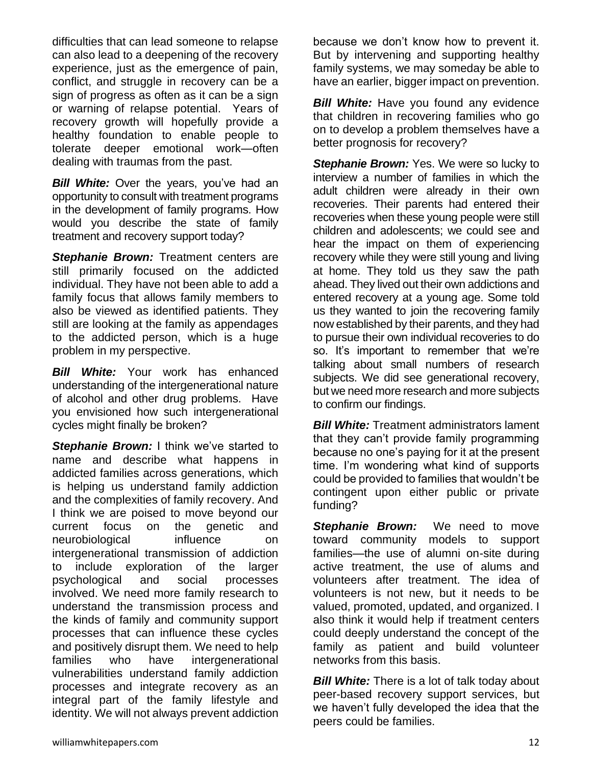difficulties that can lead someone to relapse can also lead to a deepening of the recovery experience, just as the emergence of pain, conflict, and struggle in recovery can be a sign of progress as often as it can be a sign or warning of relapse potential. Years of recovery growth will hopefully provide a healthy foundation to enable people to tolerate deeper emotional work—often dealing with traumas from the past.

***Bill White:*** Over the years, you've had an opportunity to consult with treatment programs in the development of family programs. How would you describe the state of family treatment and recovery support today?

***Stephanie Brown:*** Treatment centers are still primarily focused on the addicted individual. They have not been able to add a family focus that allows family members to also be viewed as identified patients. They still are looking at the family as appendages to the addicted person, which is a huge problem in my perspective.

***Bill White:*** Your work has enhanced understanding of the intergenerational nature of alcohol and other drug problems. Have you envisioned how such intergenerational cycles might finally be broken?

***Stephanie Brown:*** I think we've started to name and describe what happens in addicted families across generations, which is helping us understand family addiction and the complexities of family recovery. And I think we are poised to move beyond our current focus on the genetic and neurobiological influence on intergenerational transmission of addiction to include exploration of the larger psychological and social processes involved. We need more family research to understand the transmission process and the kinds of family and community support processes that can influence these cycles and positively disrupt them. We need to help families who have intergenerational vulnerabilities understand family addiction processes and integrate recovery as an integral part of the family lifestyle and identity. We will not always prevent addiction because we don't know how to prevent it. But by intervening and supporting healthy family systems, we may someday be able to have an earlier, bigger impact on prevention.

***Bill White:*** Have you found any evidence that children in recovering families who go on to develop a problem themselves have a better prognosis for recovery?

***Stephanie Brown:*** Yes. We were so lucky to interview a number of families in which the adult children were already in their own recoveries. Their parents had entered their recoveries when these young people were still children and adolescents; we could see and hear the impact on them of experiencing recovery while they were still young and living at home. They told us they saw the path ahead. They lived out their own addictions and entered recovery at a young age. Some told us they wanted to join the recovering family now established by their parents, and they had to pursue their own individual recoveries to do so. It's important to remember that we're talking about small numbers of research subjects. We did see generational recovery, but we need more research and more subjects to confirm our findings.

***Bill White:*** Treatment administrators lament that they can't provide family programming because no one's paying for it at the present time. I'm wondering what kind of supports could be provided to families that wouldn't be contingent upon either public or private funding?

***Stephanie Brown:*** We need to move toward community models to support families—the use of alumni on-site during active treatment, the use of alums and volunteers after treatment. The idea of volunteers is not new, but it needs to be valued, promoted, updated, and organized. I also think it would help if treatment centers could deeply understand the concept of the family as patient and build volunteer networks from this basis.

***Bill White:*** There is a lot of talk today about peer-based recovery support services, but we haven't fully developed the idea that the peers could be families.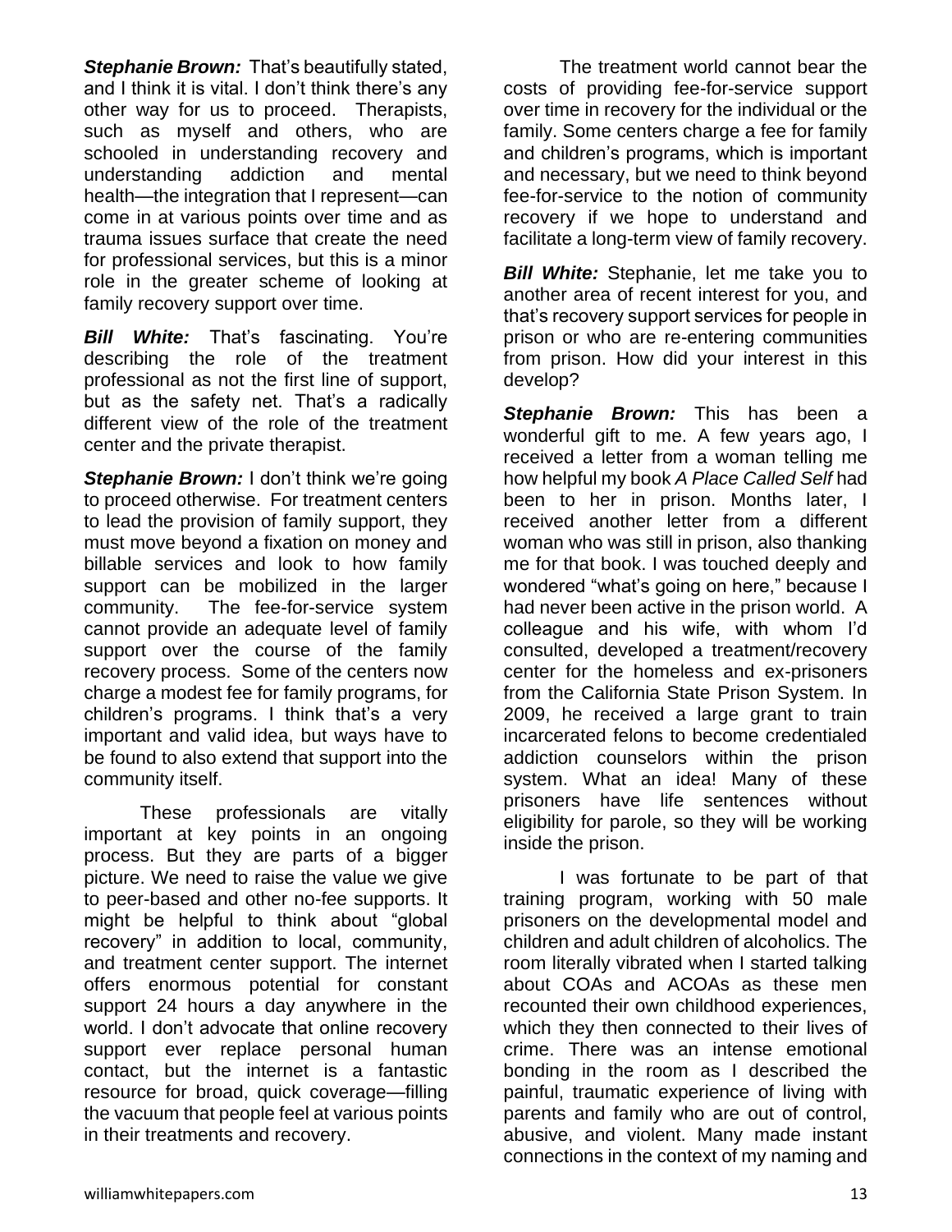***Stephanie Brown:*** That's beautifully stated, and I think it is vital. I don't think there's any other way for us to proceed. Therapists, such as myself and others, who are schooled in understanding recovery and understanding addiction and mental health—the integration that I represent—can come in at various points over time and as trauma issues surface that create the need for professional services, but this is a minor role in the greater scheme of looking at family recovery support over time.

***Bill White:*** That's fascinating. You're describing the role of the treatment professional as not the first line of support, but as the safety net. That's a radically different view of the role of the treatment center and the private therapist.

***Stephanie Brown:*** I don't think we're going to proceed otherwise. For treatment centers to lead the provision of family support, they must move beyond a fixation on money and billable services and look to how family support can be mobilized in the larger community. The fee-for-service system cannot provide an adequate level of family support over the course of the family recovery process. Some of the centers now charge a modest fee for family programs, for children's programs. I think that's a very important and valid idea, but ways have to be found to also extend that support into the community itself.

These professionals are vitally important at key points in an ongoing process. But they are parts of a bigger picture. We need to raise the value we give to peer-based and other no-fee supports. It might be helpful to think about "global recovery" in addition to local, community, and treatment center support. The internet offers enormous potential for constant support 24 hours a day anywhere in the world. I don't advocate that online recovery support ever replace personal human contact, but the internet is a fantastic resource for broad, quick coverage—filling the vacuum that people feel at various points in their treatments and recovery.

The treatment world cannot bear the costs of providing fee-for-service support over time in recovery for the individual or the family. Some centers charge a fee for family and children's programs, which is important and necessary, but we need to think beyond fee-for-service to the notion of community recovery if we hope to understand and facilitate a long-term view of family recovery.

***Bill White:*** Stephanie, let me take you to another area of recent interest for you, and that's recovery support services for people in prison or who are re-entering communities from prison. How did your interest in this develop?

***Stephanie Brown:*** This has been a wonderful gift to me. A few years ago, I received a letter from a woman telling me how helpful my book *A Place Called Self* had been to her in prison. Months later, I received another letter from a different woman who was still in prison, also thanking me for that book. I was touched deeply and wondered "what's going on here," because I had never been active in the prison world. A colleague and his wife, with whom I'd consulted, developed a treatment/recovery center for the homeless and ex-prisoners from the California State Prison System. In 2009, he received a large grant to train incarcerated felons to become credentialed addiction counselors within the prison system. What an idea! Many of these prisoners have life sentences without eligibility for parole, so they will be working inside the prison.

I was fortunate to be part of that training program, working with 50 male prisoners on the developmental model and children and adult children of alcoholics. The room literally vibrated when I started talking about COAs and ACOAs as these men recounted their own childhood experiences, which they then connected to their lives of crime. There was an intense emotional bonding in the room as I described the painful, traumatic experience of living with parents and family who are out of control, abusive, and violent. Many made instant connections in the context of my naming and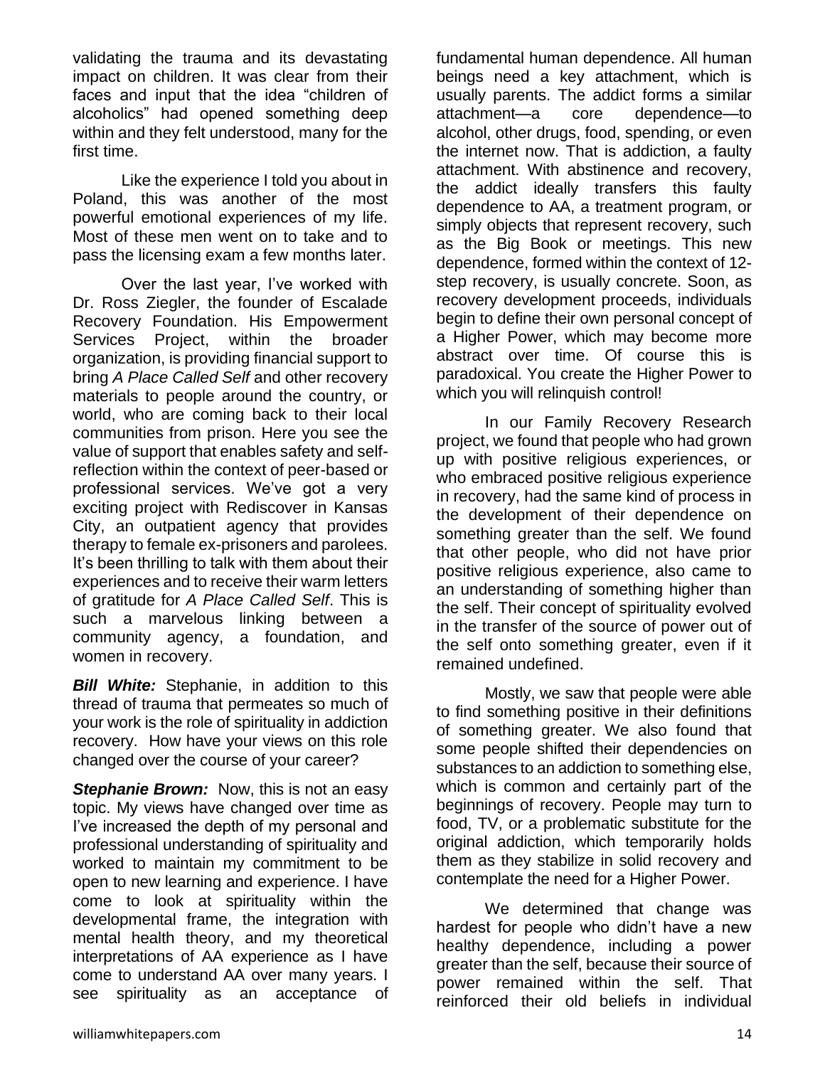validating the trauma and its devastating impact on children. It was clear from their faces and input that the idea "children of alcoholics" had opened something deep within and they felt understood, many for the first time.

Like the experience I told you about in Poland, this was another of the most powerful emotional experiences of my life. Most of these men went on to take and to pass the licensing exam a few months later.

Over the last year, I've worked with Dr. Ross Ziegler, the founder of Escalade Recovery Foundation. His Empowerment Services Project, within the broader organization, is providing financial support to bring *A Place Called Self* and other recovery materials to people around the country, or world, who are coming back to their local communities from prison. Here you see the value of support that enables safety and self-reflection within the context of peer-based or professional services. We've got a very exciting project with Rediscover in Kansas City, an outpatient agency that provides therapy to female ex-prisoners and parolees. It's been thrilling to talk with them about their experiences and to receive their warm letters of gratitude for *A Place Called Self*. This is such a marvelous linking between a community agency, a foundation, and women in recovery.

***Bill White:*** Stephanie, in addition to this thread of trauma that permeates so much of your work is the role of spirituality in addiction recovery. How have your views on this role changed over the course of your career?

***Stephanie Brown:*** Now, this is not an easy topic. My views have changed over time as I've increased the depth of my personal and professional understanding of spirituality and worked to maintain my commitment to be open to new learning and experience. I have come to look at spirituality within the developmental frame, the integration with mental health theory, and my theoretical interpretations of AA experience as I have come to understand AA over many years. I see spirituality as an acceptance of fundamental human dependence. All human beings need a key attachment, which is usually parents. The addict forms a similar attachment—a core dependence—to alcohol, other drugs, food, spending, or even the internet now. That is addiction, a faulty attachment. With abstinence and recovery, the addict ideally transfers this faulty dependence to AA, a treatment program, or simply objects that represent recovery, such as the Big Book or meetings. This new dependence, formed within the context of 12-step recovery, is usually concrete. Soon, as recovery development proceeds, individuals begin to define their own personal concept of a Higher Power, which may become more abstract over time. Of course this is paradoxical. You create the Higher Power to which you will relinquish control!

In our Family Recovery Research project, we found that people who had grown up with positive religious experiences, or who embraced positive religious experience in recovery, had the same kind of process in the development of their dependence on something greater than the self. We found that other people, who did not have prior positive religious experience, also came to an understanding of something higher than the self. Their concept of spirituality evolved in the transfer of the source of power out of the self onto something greater, even if it remained undefined.

Mostly, we saw that people were able to find something positive in their definitions of something greater. We also found that some people shifted their dependencies on substances to an addiction to something else, which is common and certainly part of the beginnings of recovery. People may turn to food, TV, or a problematic substitute for the original addiction, which temporarily holds them as they stabilize in solid recovery and contemplate the need for a Higher Power.

We determined that change was hardest for people who didn't have a new healthy dependence, including a power greater than the self, because their source of power remained within the self. That reinforced their old beliefs in individual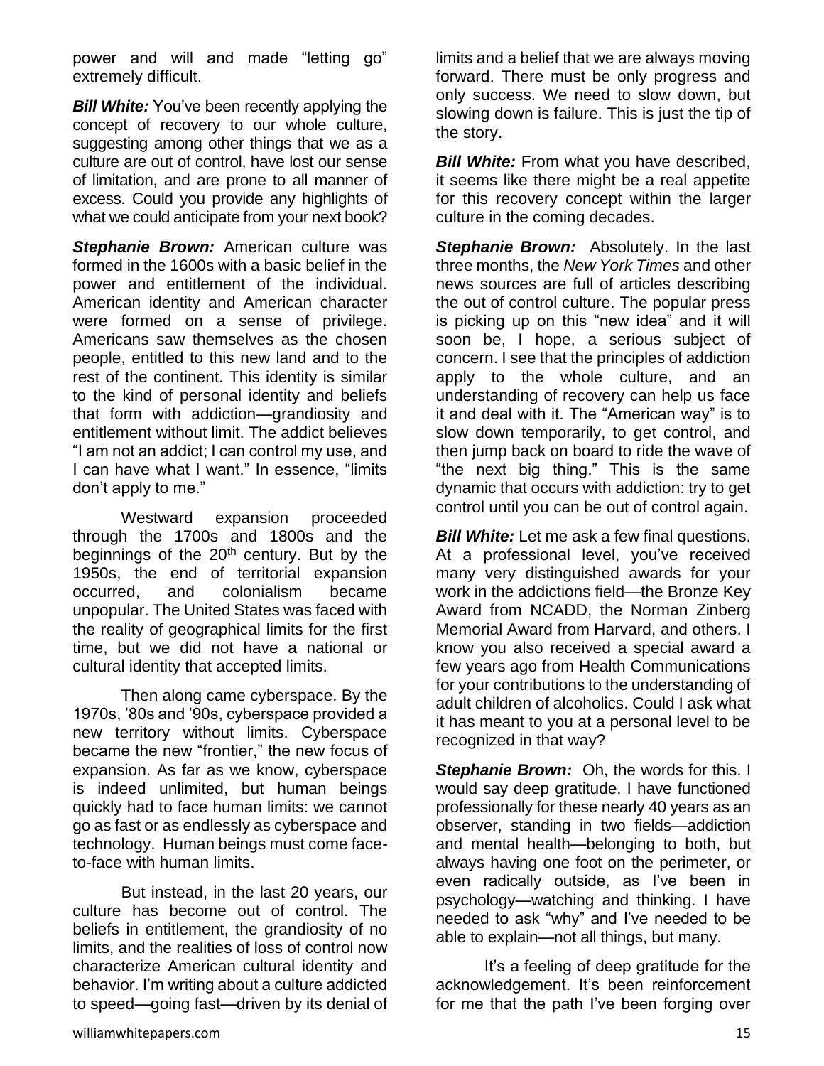power and will and made "letting go" extremely difficult.

***Bill White:*** You've been recently applying the concept of recovery to our whole culture, suggesting among other things that we as a culture are out of control, have lost our sense of limitation, and are prone to all manner of excess. Could you provide any highlights of what we could anticipate from your next book?

***Stephanie Brown:*** American culture was formed in the 1600s with a basic belief in the power and entitlement of the individual. American identity and American character were formed on a sense of privilege. Americans saw themselves as the chosen people, entitled to this new land and to the rest of the continent. This identity is similar to the kind of personal identity and beliefs that form with addiction—grandiosity and entitlement without limit. The addict believes "I am not an addict; I can control my use, and I can have what I want." In essence, "limits don't apply to me."

Westward expansion proceeded through the 1700s and 1800s and the beginnings of the 20th century. But by the 1950s, the end of territorial expansion occurred, and colonialism became unpopular. The United States was faced with the reality of geographical limits for the first time, but we did not have a national or cultural identity that accepted limits.

Then along came cyberspace. By the 1970s, '80s and '90s, cyberspace provided a new territory without limits. Cyberspace became the new "frontier," the new focus of expansion. As far as we know, cyberspace is indeed unlimited, but human beings quickly had to face human limits: we cannot go as fast or as endlessly as cyberspace and technology. Human beings must come face-to-face with human limits.

But instead, in the last 20 years, our culture has become out of control. The beliefs in entitlement, the grandiosity of no limits, and the realities of loss of control now characterize American cultural identity and behavior. I'm writing about a culture addicted to speed—going fast—driven by its denial of limits and a belief that we are always moving forward. There must be only progress and only success. We need to slow down, but slowing down is failure. This is just the tip of the story.

***Bill White:*** From what you have described, it seems like there might be a real appetite for this recovery concept within the larger culture in the coming decades.

***Stephanie Brown:*** Absolutely. In the last three months, the *New York Times* and other news sources are full of articles describing the out of control culture. The popular press is picking up on this "new idea" and it will soon be, I hope, a serious subject of concern. I see that the principles of addiction apply to the whole culture, and an understanding of recovery can help us face it and deal with it. The "American way" is to slow down temporarily, to get control, and then jump back on board to ride the wave of "the next big thing." This is the same dynamic that occurs with addiction: try to get control until you can be out of control again.

***Bill White:*** Let me ask a few final questions. At a professional level, you've received many very distinguished awards for your work in the addictions field—the Bronze Key Award from NCADD, the Norman Zinberg Memorial Award from Harvard, and others. I know you also received a special award a few years ago from Health Communications for your contributions to the understanding of adult children of alcoholics. Could I ask what it has meant to you at a personal level to be recognized in that way?

***Stephanie Brown:*** Oh, the words for this. I would say deep gratitude. I have functioned professionally for these nearly 40 years as an observer, standing in two fields—addiction and mental health—belonging to both, but always having one foot on the perimeter, or even radically outside, as I've been in psychology—watching and thinking. I have needed to ask "why" and I've needed to be able to explain—not all things, but many.

It's a feeling of deep gratitude for the acknowledgement. It's been reinforcement for me that the path I've been forging over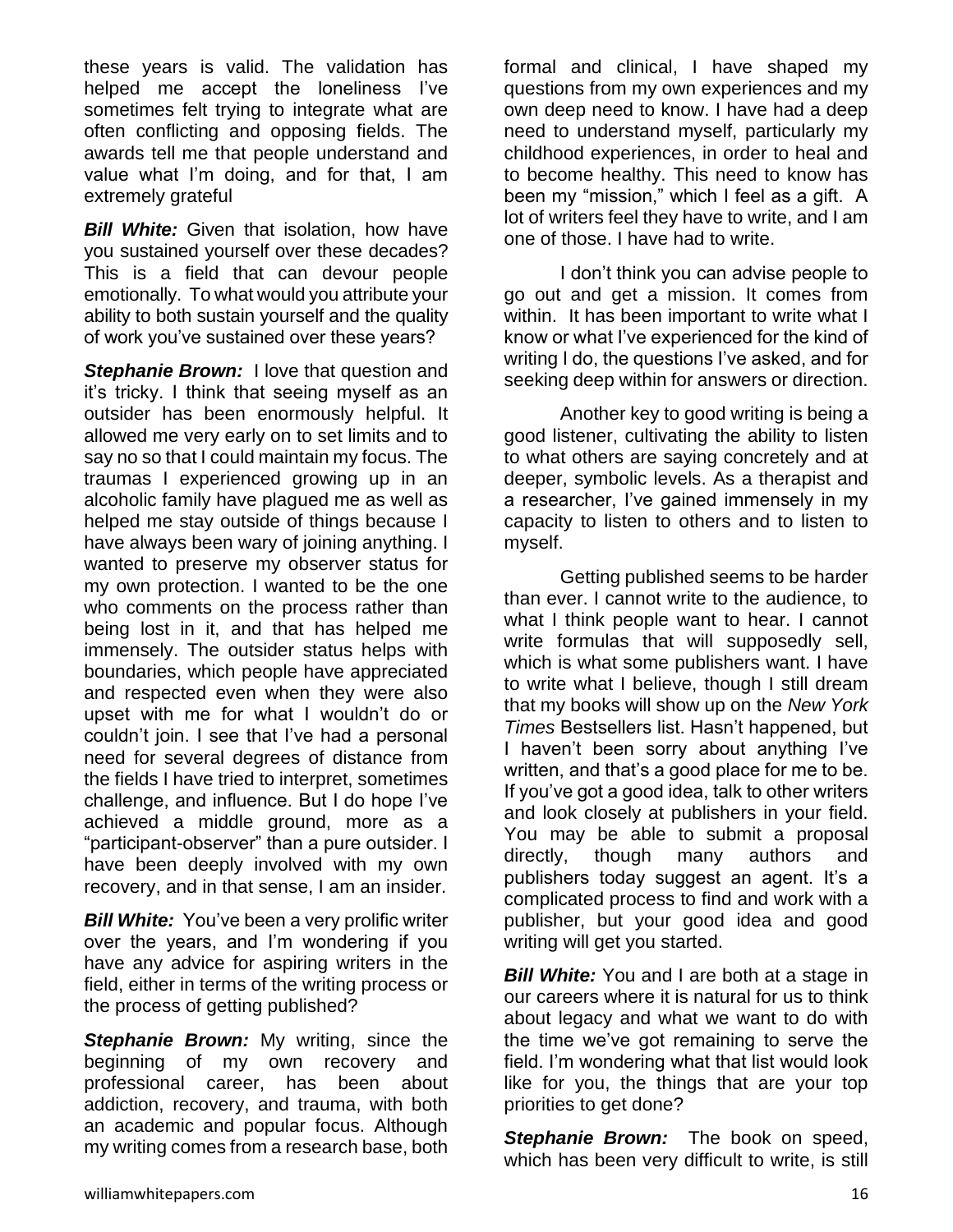these years is valid. The validation has helped me accept the loneliness I've sometimes felt trying to integrate what are often conflicting and opposing fields. The awards tell me that people understand and value what I'm doing, and for that, I am extremely grateful

***Bill White:*** Given that isolation, how have you sustained yourself over these decades? This is a field that can devour people emotionally. To what would you attribute your ability to both sustain yourself and the quality of work you've sustained over these years?

***Stephanie Brown:*** I love that question and it's tricky. I think that seeing myself as an outsider has been enormously helpful. It allowed me very early on to set limits and to say no so that I could maintain my focus. The traumas I experienced growing up in an alcoholic family have plagued me as well as helped me stay outside of things because I have always been wary of joining anything. I wanted to preserve my observer status for my own protection. I wanted to be the one who comments on the process rather than being lost in it, and that has helped me immensely. The outsider status helps with boundaries, which people have appreciated and respected even when they were also upset with me for what I wouldn't do or couldn't join. I see that I've had a personal need for several degrees of distance from the fields I have tried to interpret, sometimes challenge, and influence. But I do hope I've achieved a middle ground, more as a "participant-observer" than a pure outsider. I have been deeply involved with my own recovery, and in that sense, I am an insider.

***Bill White:*** You've been a very prolific writer over the years, and I'm wondering if you have any advice for aspiring writers in the field, either in terms of the writing process or the process of getting published?

***Stephanie Brown:*** My writing, since the beginning of my own recovery and professional career, has been about addiction, recovery, and trauma, with both an academic and popular focus. Although my writing comes from a research base, both formal and clinical, I have shaped my questions from my own experiences and my own deep need to know. I have had a deep need to understand myself, particularly my childhood experiences, in order to heal and to become healthy. This need to know has been my "mission," which I feel as a gift. A lot of writers feel they have to write, and I am one of those. I have had to write.

I don't think you can advise people to go out and get a mission. It comes from within. It has been important to write what I know or what I've experienced for the kind of writing I do, the questions I've asked, and for seeking deep within for answers or direction.

Another key to good writing is being a good listener, cultivating the ability to listen to what others are saying concretely and at deeper, symbolic levels. As a therapist and a researcher, I've gained immensely in my capacity to listen to others and to listen to myself.

Getting published seems to be harder than ever. I cannot write to the audience, to what I think people want to hear. I cannot write formulas that will supposedly sell, which is what some publishers want. I have to write what I believe, though I still dream that my books will show up on the *New York Times* Bestsellers list. Hasn't happened, but I haven't been sorry about anything I've written, and that's a good place for me to be. If you've got a good idea, talk to other writers and look closely at publishers in your field. You may be able to submit a proposal directly, though many authors and publishers today suggest an agent. It's a complicated process to find and work with a publisher, but your good idea and good writing will get you started.

***Bill White:*** You and I are both at a stage in our careers where it is natural for us to think about legacy and what we want to do with the time we've got remaining to serve the field. I'm wondering what that list would look like for you, the things that are your top priorities to get done?

***Stephanie Brown:*** The book on speed, which has been very difficult to write, is still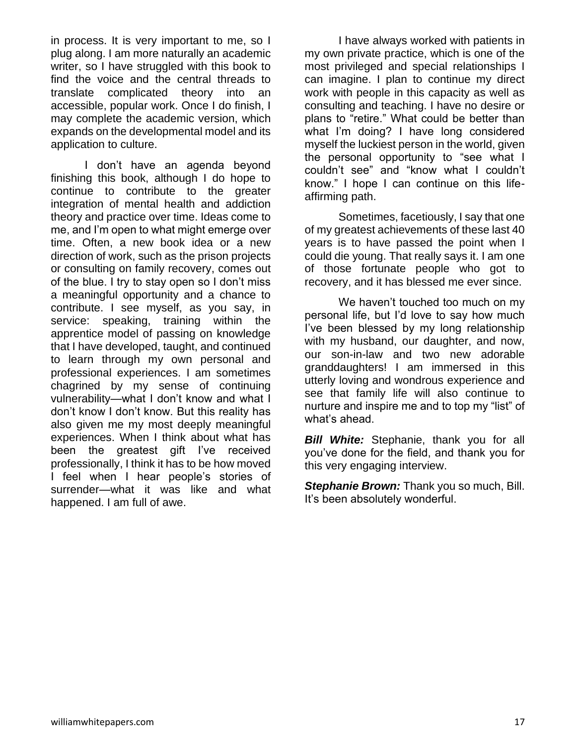in process. It is very important to me, so I plug along. I am more naturally an academic writer, so I have struggled with this book to find the voice and the central threads to translate complicated theory into an accessible, popular work. Once I do finish, I may complete the academic version, which expands on the developmental model and its application to culture.

I don't have an agenda beyond finishing this book, although I do hope to continue to contribute to the greater integration of mental health and addiction theory and practice over time. Ideas come to me, and I'm open to what might emerge over time. Often, a new book idea or a new direction of work, such as the prison projects or consulting on family recovery, comes out of the blue. I try to stay open so I don't miss a meaningful opportunity and a chance to contribute. I see myself, as you say, in service: speaking, training within the apprentice model of passing on knowledge that I have developed, taught, and continued to learn through my own personal and professional experiences. I am sometimes chagrined by my sense of continuing vulnerability—what I don't know and what I don't know I don't know. But this reality has also given me my most deeply meaningful experiences. When I think about what has been the greatest gift I've received professionally, I think it has to be how moved I feel when I hear people's stories of surrender—what it was like and what happened. I am full of awe.

I have always worked with patients in my own private practice, which is one of the most privileged and special relationships I can imagine. I plan to continue my direct work with people in this capacity as well as consulting and teaching. I have no desire or plans to "retire." What could be better than what I'm doing? I have long considered myself the luckiest person in the world, given the personal opportunity to "see what I couldn't see" and "know what I couldn't know." I hope I can continue on this life-affirming path.

Sometimes, facetiously, I say that one of my greatest achievements of these last 40 years is to have passed the point when I could die young. That really says it. I am one of those fortunate people who got to recovery, and it has blessed me ever since.

We haven't touched too much on my personal life, but I'd love to say how much I've been blessed by my long relationship with my husband, our daughter, and now, our son-in-law and two new adorable granddaughters! I am immersed in this utterly loving and wondrous experience and see that family life will also continue to nurture and inspire me and to top my "list" of what's ahead.

***Bill White:*** Stephanie, thank you for all you've done for the field, and thank you for this very engaging interview.

***Stephanie Brown:*** Thank you so much, Bill. It's been absolutely wonderful.